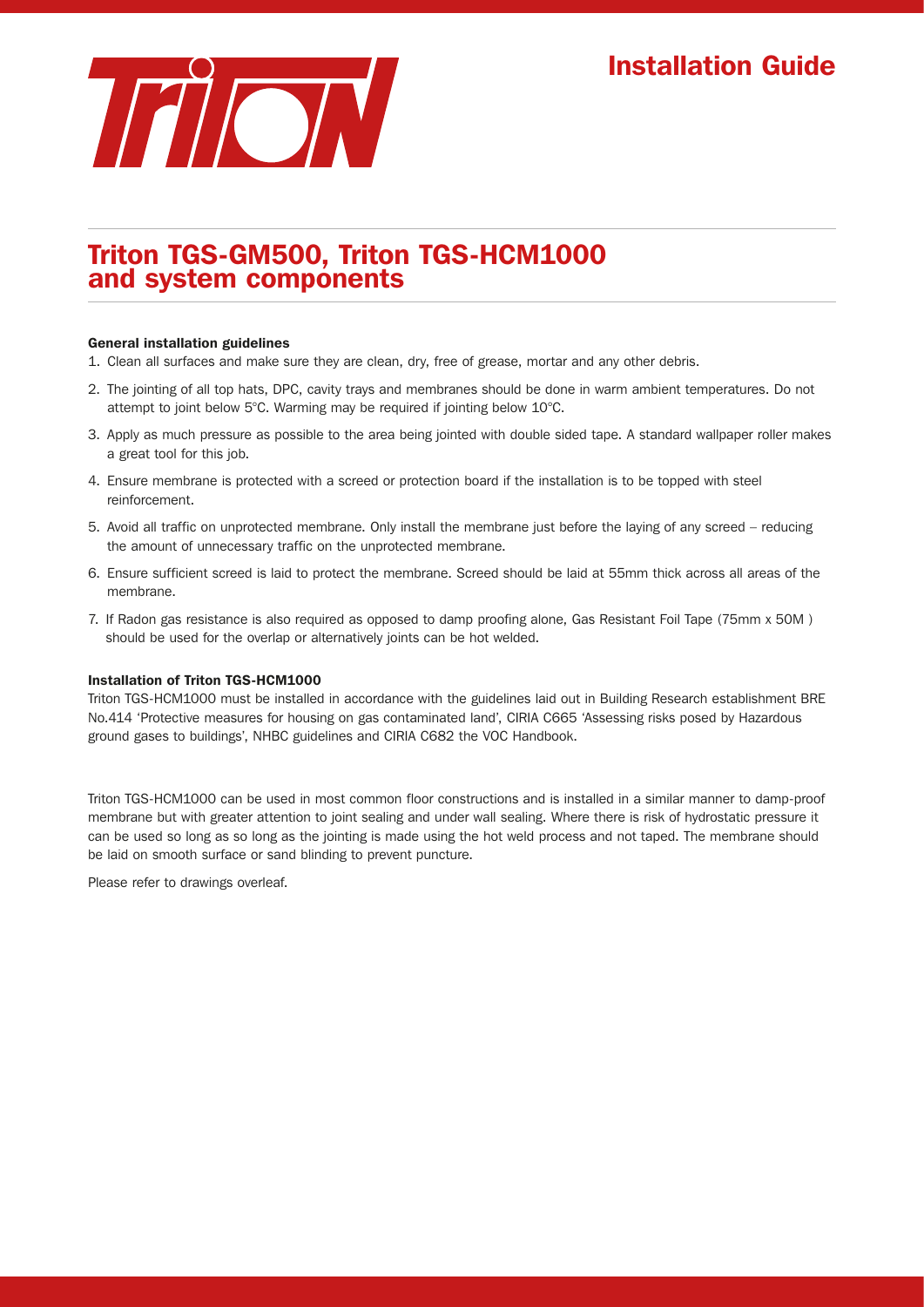# Installation Guide

## Triton TGS-GM500, Triton TGS-HCM1000 and system components

**General installation guidelines**

1. Clean all surfaces and make sure they are clean, dry, free of grease, mortar and any other debris.
2. The jointing of all top hats, DPC, cavity trays and membranes should be done in warm ambient temperatures. Do not attempt to joint below 5°C. Warming may be required if jointing below 10°C.
3. Apply as much pressure as possible to the area being jointed with double sided tape. A standard wallpaper roller makes a great tool for this job.
4. Ensure membrane is protected with a screed or protection board if the installation is to be topped with steel reinforcement.
5. Avoid all traffic on unprotected membrane. Only install the membrane just before the laying of any screed – reducing the amount of unnecessary traffic on the unprotected membrane.
6. Ensure sufficient screed is laid to protect the membrane. Screed should be laid at 55mm thick across all areas of the membrane.
7. If Radon gas resistance is also required as opposed to damp proofing alone, Gas Resistant Foil Tape (75mm x 50M ) should be used for the overlap or alternatively joints can be hot welded.

**Installation of Triton TGS-HCM1000**

Triton TGS-HCM1000 must be installed in accordance with the guidelines laid out in Building Research establishment BRE No.414 'Protective measures for housing on gas contaminated land', CIRIA C665 'Assessing risks posed by Hazardous ground gases to buildings', NHBC guidelines and CIRIA C682 the VOC Handbook.

Triton TGS-HCM1000 can be used in most common floor constructions and is installed in a similar manner to damp-proof membrane but with greater attention to joint sealing and under wall sealing. Where there is risk of hydrostatic pressure it can be used so long as so long as the jointing is made using the hot weld process and not taped. The membrane should be laid on smooth surface or sand blinding to prevent puncture.

Please refer to drawings overleaf.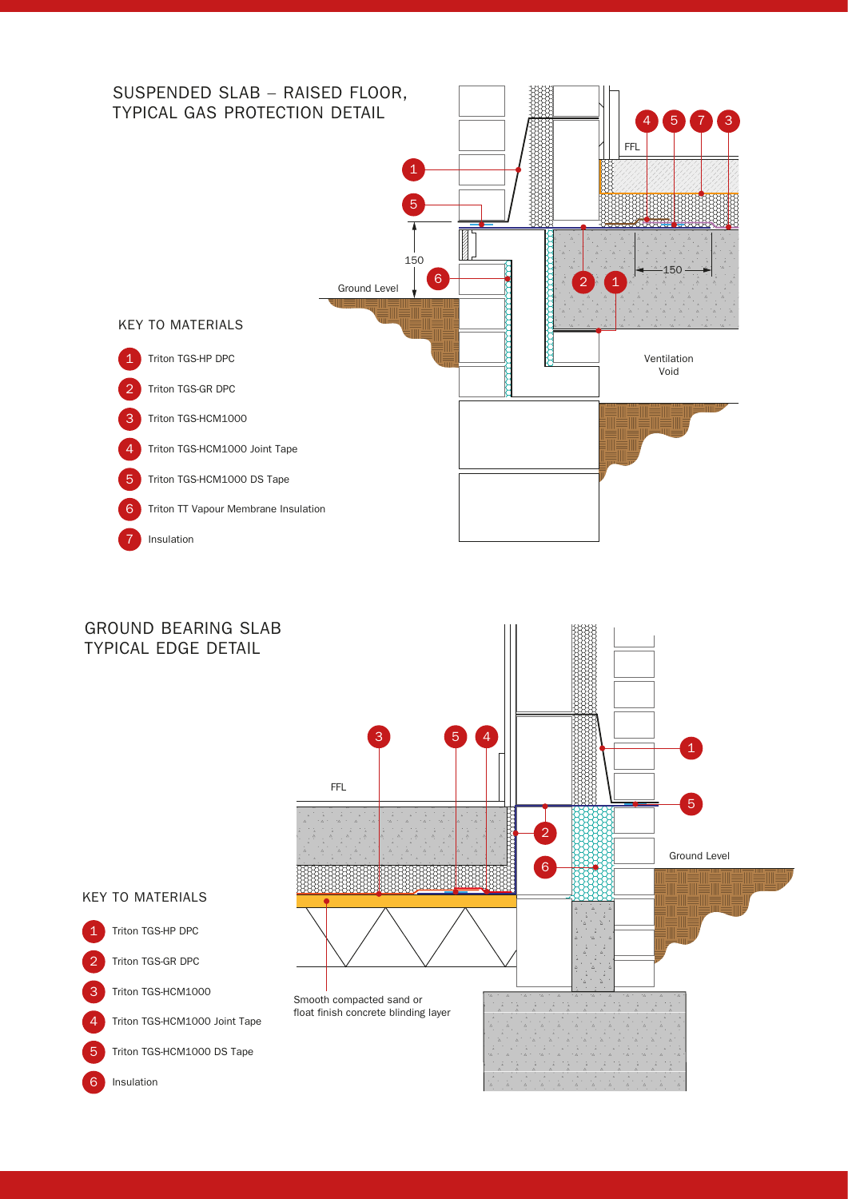## SUSPENDED SLAB – RAISED FLOOR, TYPICAL GAS PROTECTION DETAIL

FFL

150

Ground Level

150

Ventilation Void

### KEY TO MATERIALS

1. Triton TGS-HP DPC
2. Triton TGS-GR DPC
3. Triton TGS-HCM1000
4. Triton TGS-HCM1000 Joint Tape
5. Triton TGS-HCM1000 DS Tape
6. Triton TT Vapour Membrane Insulation
7. Insulation

## GROUND BEARING SLAB TYPICAL EDGE DETAIL

FFL

Ground Level

Smooth compacted sand or float finish concrete blinding layer

### KEY TO MATERIALS

1. Triton TGS-HP DPC
2. Triton TGS-GR DPC
3. Triton TGS-HCM1000
4. Triton TGS-HCM1000 Joint Tape
5. Triton TGS-HCM1000 DS Tape
6. Insulation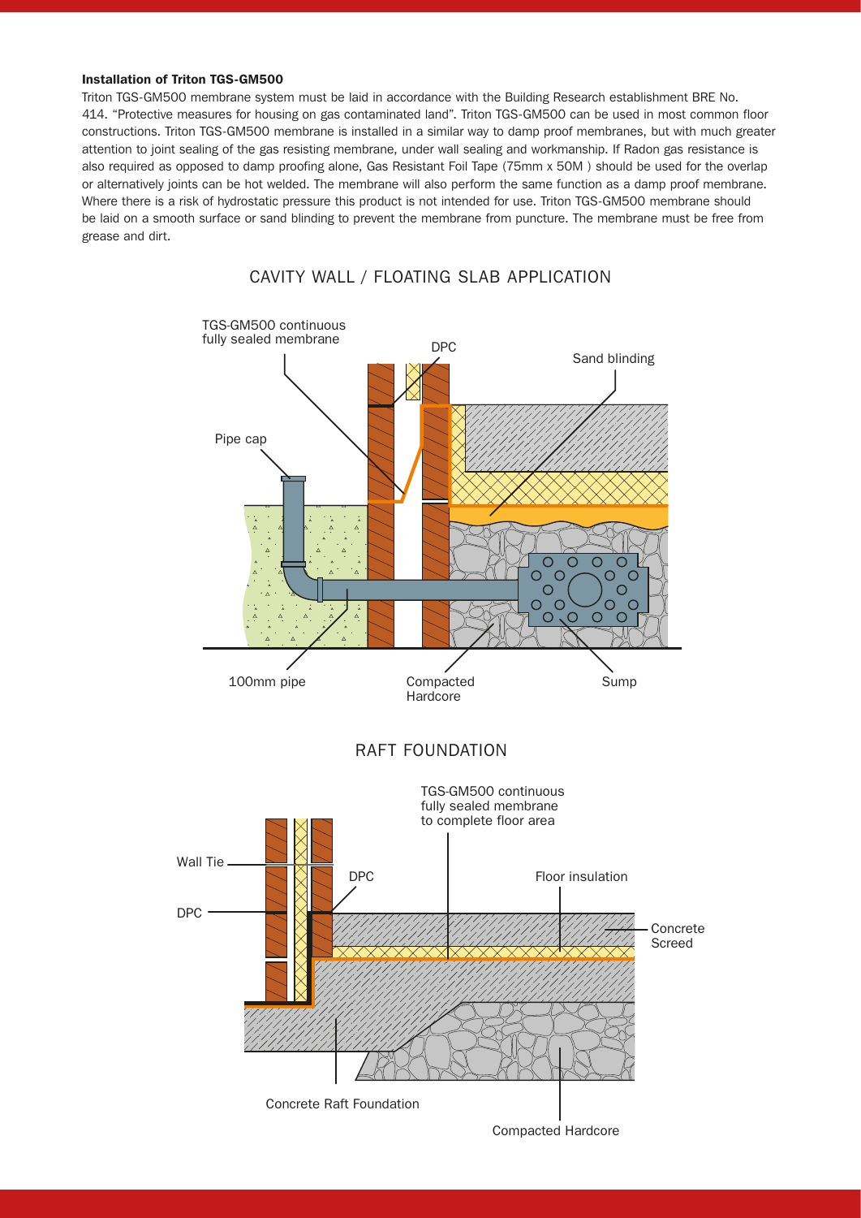#### Installation of Triton TGS-GM500

Triton TGS-GM500 membrane system must be laid in accordance with the Building Research establishment BRE No. 414. "Protective measures for housing on gas contaminated land". Triton TGS-GM500 can be used in most common floor constructions. Triton TGS-GM500 membrane is installed in a similar way to damp proof membranes, but with much greater attention to joint sealing of the gas resisting membrane, under wall sealing and workmanship. If Radon gas resistance is also required as opposed to damp proofing alone, Gas Resistant Foil Tape (75mm x 50M ) should be used for the overlap or alternatively joints can be hot welded. The membrane will also perform the same function as a damp proof membrane. Where there is a risk of hydrostatic pressure this product is not intended for use. Triton TGS-GM500 membrane should be laid on a smooth surface or sand blinding to prevent the membrane from puncture. The membrane must be free from grease and dirt.

## CAVITY WALL / FLOATING SLAB APPLICATION

TGS-GM500 continuous fully sealed membrane

DPC

Sand blinding

Pipe cap

100mm pipe

Compacted Hardcore

Sump

## RAFT FOUNDATION

TGS-GM500 continuous fully sealed membrane to complete floor area

Wall Tie

DPC

DPC

Floor insulation

Concrete Screed

Concrete Raft Foundation

Compacted Hardcore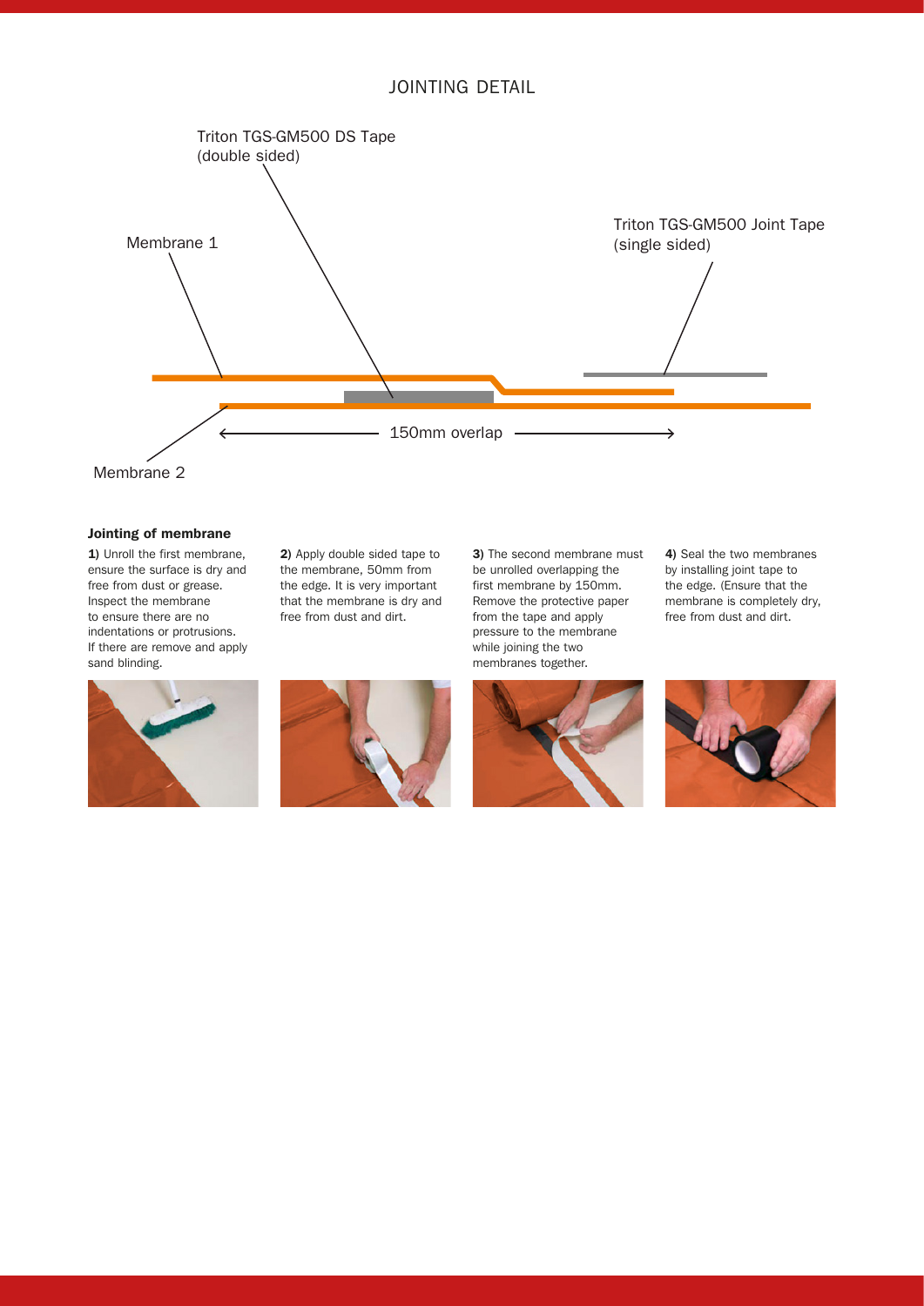## JOINTING DETAIL

Triton TGS-GM500 DS Tape (double sided)

Membrane 1

Triton TGS-GM500 Joint Tape (single sided)

150mm overlap

Membrane 2

### Jointing of membrane

**1)** Unroll the first membrane, ensure the surface is dry and free from dust or grease. Inspect the membrane to ensure there are no indentations or protrusions. If there are remove and apply sand blinding.

**2)** Apply double sided tape to the membrane, 50mm from the edge. It is very important that the membrane is dry and free from dust and dirt.

**3)** The second membrane must be unrolled overlapping the first membrane by 150mm. Remove the protective paper from the tape and apply pressure to the membrane while joining the two membranes together.

**4)** Seal the two membranes by installing joint tape to the edge. (Ensure that the membrane is completely dry, free from dust and dirt.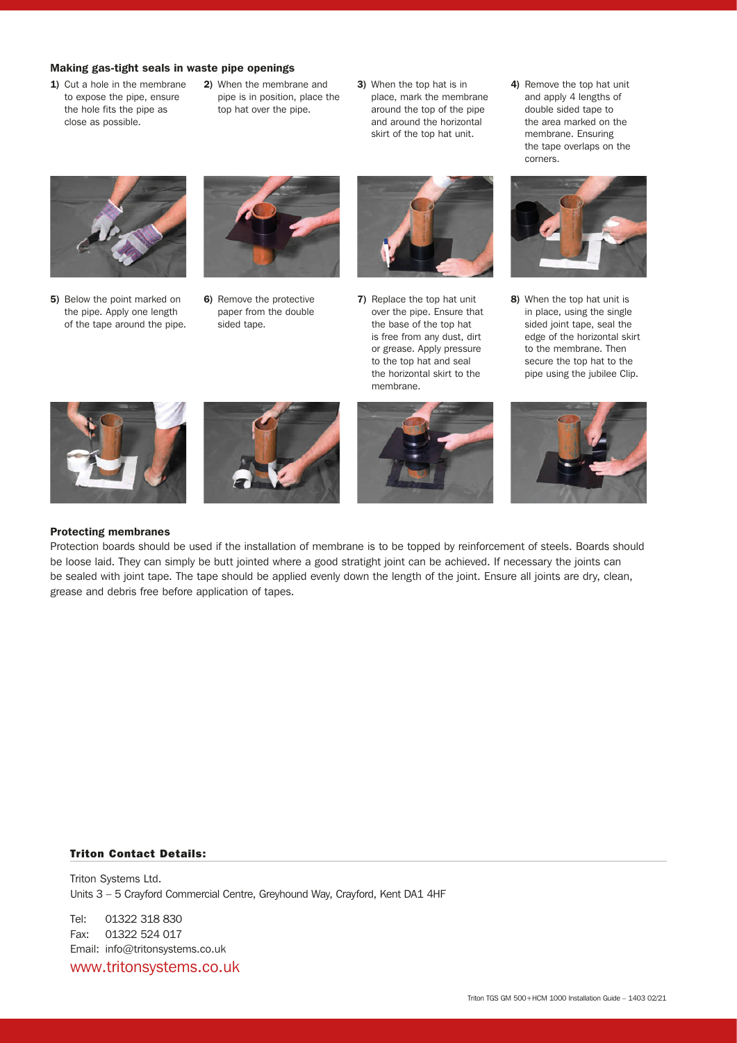### Making gas-tight seals in waste pipe openings

1) Cut a hole in the membrane to expose the pipe, ensure the hole fits the pipe as close as possible.

2) When the membrane and pipe is in position, place the top hat over the pipe.

3) When the top hat is in place, mark the membrane around the top of the pipe and around the horizontal skirt of the top hat unit.

4) Remove the top hat unit and apply 4 lengths of double sided tape to the area marked on the membrane. Ensuring the tape overlaps on the corners.

5) Below the point marked on the pipe. Apply one length of the tape around the pipe.

6) Remove the protective paper from the double sided tape.

7) Replace the top hat unit over the pipe. Ensure that the base of the top hat is free from any dust, dirt or grease. Apply pressure to the top hat and seal the horizontal skirt to the membrane.

8) When the top hat unit is in place, using the single sided joint tape, seal the edge of the horizontal skirt to the membrane. Then secure the top hat to the pipe using the jubilee Clip.

### Protecting membranes

Protection boards should be used if the installation of membrane is to be topped by reinforcement of steels. Boards should be loose laid. They can simply be butt jointed where a good stratight joint can be achieved. If necessary the joints can be sealed with joint tape. The tape should be applied evenly down the length of the joint. Ensure all joints are dry, clean, grease and debris free before application of tapes.

#### Triton Contact Details:

Triton Systems Ltd.
Units 3 – 5 Crayford Commercial Centre, Greyhound Way, Crayford, Kent DA1 4HF

Tel: 01322 318 830
Fax: 01322 524 017
Email: info@tritonsystems.co.uk

www.tritonsystems.co.uk

Triton TGS GM 500+HCM 1000 Installation Guide – 1403 02/21